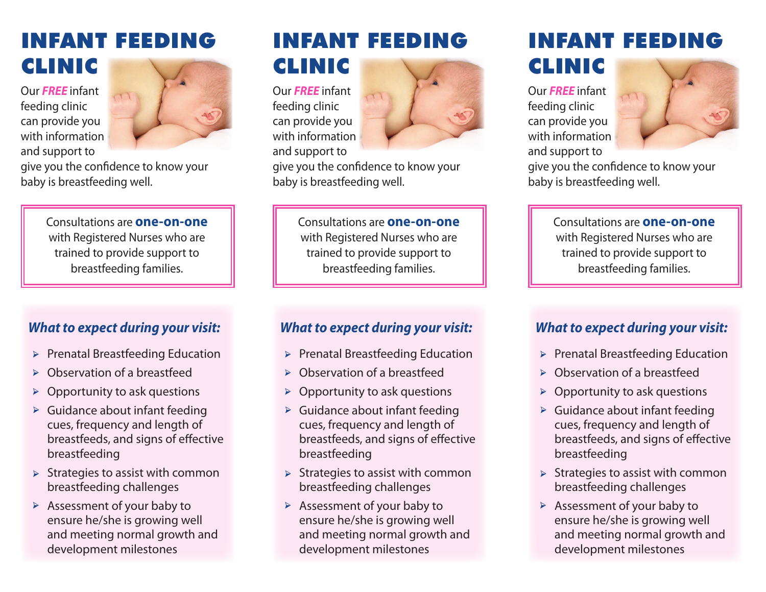# INFANT FEEDING CLINIC

Our ***FREE*** infant feeding clinic can provide you with information and support to give you the confidence to know your baby is breastfeeding well.

Consultations are **one-on-one** with Registered Nurses who are trained to provide support to breastfeeding families.

***What to expect during your visit:***

- Prenatal Breastfeeding Education
- Observation of a breastfeed
- Opportunity to ask questions
- Guidance about infant feeding cues, frequency and length of breastfeeds, and signs of effective breastfeeding
- Strategies to assist with common breastfeeding challenges
- Assessment of your baby to ensure he/she is growing well and meeting normal growth and development milestones

# INFANT FEEDING CLINIC

Our ***FREE*** infant feeding clinic can provide you with information and support to give you the confidence to know your baby is breastfeeding well.

Consultations are **one-on-one** with Registered Nurses who are trained to provide support to breastfeeding families.

***What to expect during your visit:***

- Prenatal Breastfeeding Education
- Observation of a breastfeed
- Opportunity to ask questions
- Guidance about infant feeding cues, frequency and length of breastfeeds, and signs of effective breastfeeding
- Strategies to assist with common breastfeeding challenges
- Assessment of your baby to ensure he/she is growing well and meeting normal growth and development milestones

# INFANT FEEDING CLINIC

Our ***FREE*** infant feeding clinic can provide you with information and support to give you the confidence to know your baby is breastfeeding well.

Consultations are **one-on-one** with Registered Nurses who are trained to provide support to breastfeeding families.

***What to expect during your visit:***

- Prenatal Breastfeeding Education
- Observation of a breastfeed
- Opportunity to ask questions
- Guidance about infant feeding cues, frequency and length of breastfeeds, and signs of effective breastfeeding
- Strategies to assist with common breastfeeding challenges
- Assessment of your baby to ensure he/she is growing well and meeting normal growth and development milestones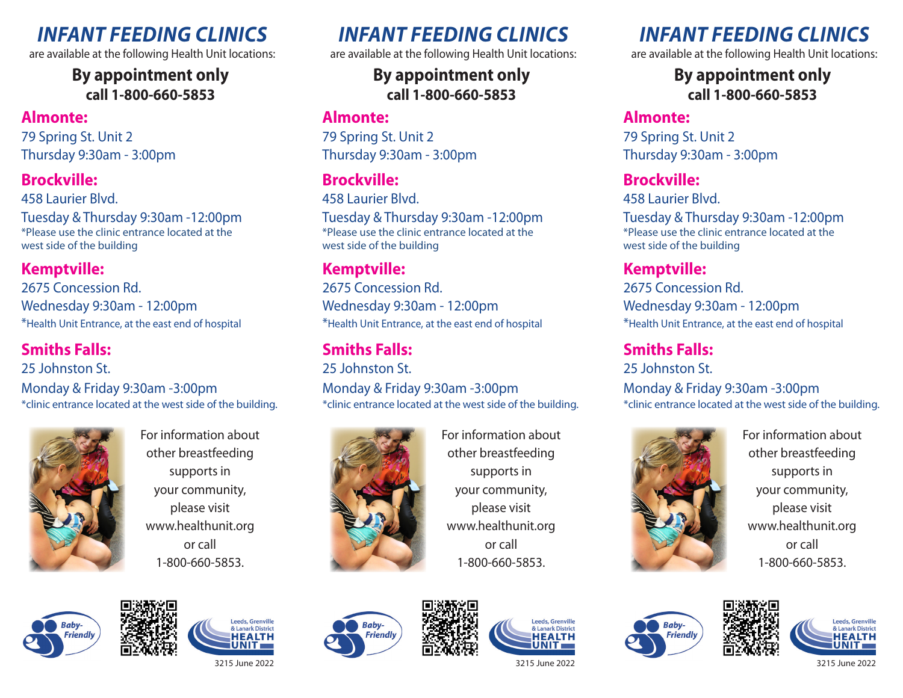# INFANT FEEDING CLINICS

are available at the following Health Unit locations:

**By appointment only**
**call 1-800-660-5853**

## Almonte:

79 Spring St. Unit 2
Thursday 9:30am - 3:00pm

## Brockville:

458 Laurier Blvd.
Tuesday & Thursday 9:30am -12:00pm
*Please use the clinic entrance located at the west side of the building

## Kemptville:

2675 Concession Rd.
Wednesday 9:30am - 12:00pm
*Health Unit Entrance, at the east end of hospital

## Smiths Falls:

25 Johnston St.
Monday & Friday 9:30am -3:00pm
*clinic entrance located at the west side of the building.

For information about other breastfeeding supports in your community, please visit www.healthunit.org or call 1-800-660-5853.

Baby-Friendly

Leeds, Grenville & Lanark District HEALTH UNIT

3215 June 2022

# INFANT FEEDING CLINICS

are available at the following Health Unit locations:

**By appointment only**
**call 1-800-660-5853**

## Almonte:

79 Spring St. Unit 2
Thursday 9:30am - 3:00pm

## Brockville:

458 Laurier Blvd.
Tuesday & Thursday 9:30am -12:00pm
*Please use the clinic entrance located at the west side of the building

## Kemptville:

2675 Concession Rd.
Wednesday 9:30am - 12:00pm
*Health Unit Entrance, at the east end of hospital

## Smiths Falls:

25 Johnston St.
Monday & Friday 9:30am -3:00pm
*clinic entrance located at the west side of the building.

For information about other breastfeeding supports in your community, please visit www.healthunit.org or call 1-800-660-5853.

Baby-Friendly

Leeds, Grenville & Lanark District HEALTH UNIT

3215 June 2022

# INFANT FEEDING CLINICS

are available at the following Health Unit locations:

**By appointment only**
**call 1-800-660-5853**

## Almonte:

79 Spring St. Unit 2
Thursday 9:30am - 3:00pm

## Brockville:

458 Laurier Blvd.
Tuesday & Thursday 9:30am -12:00pm
*Please use the clinic entrance located at the west side of the building

## Kemptville:

2675 Concession Rd.
Wednesday 9:30am - 12:00pm
*Health Unit Entrance, at the east end of hospital

## Smiths Falls:

25 Johnston St.
Monday & Friday 9:30am -3:00pm
*clinic entrance located at the west side of the building.

For information about other breastfeeding supports in your community, please visit www.healthunit.org or call 1-800-660-5853.

Baby-Friendly

Leeds, Grenville & Lanark District HEALTH UNIT

3215 June 2022